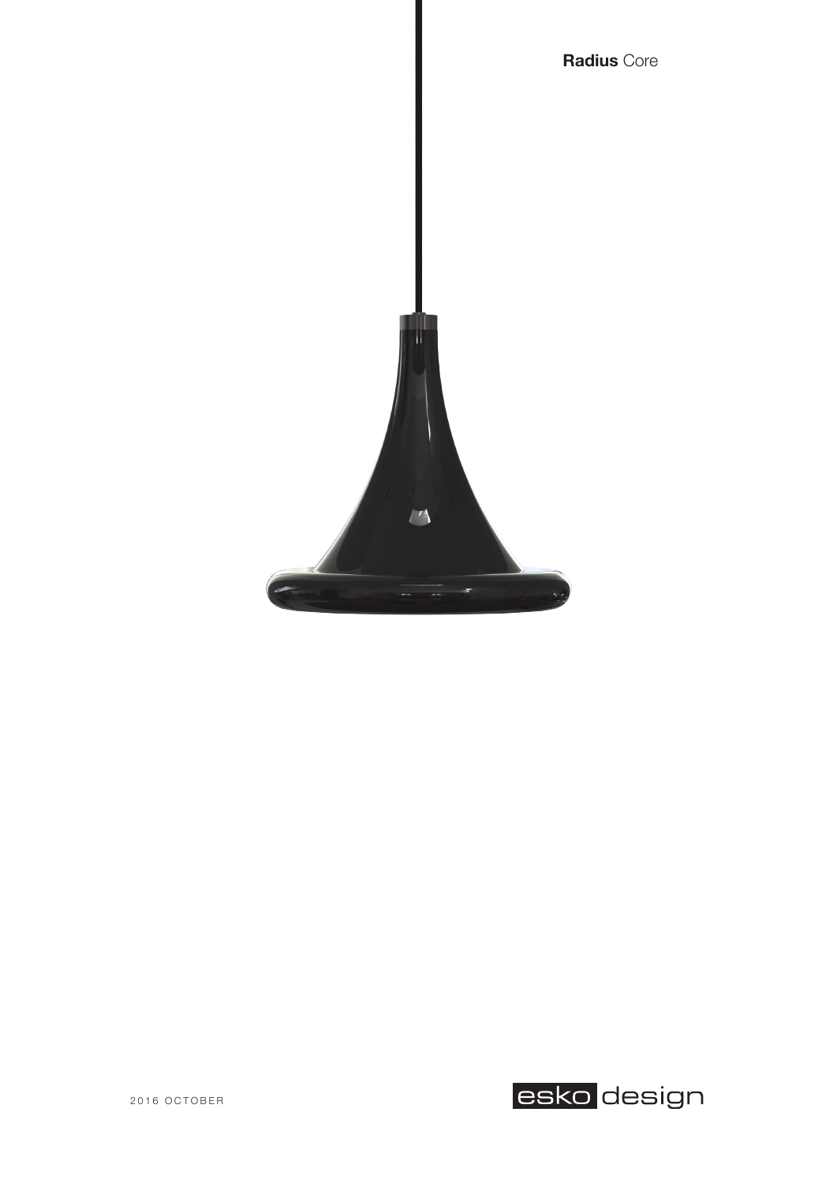**Radius** Core

2016 OCTOBER

esko design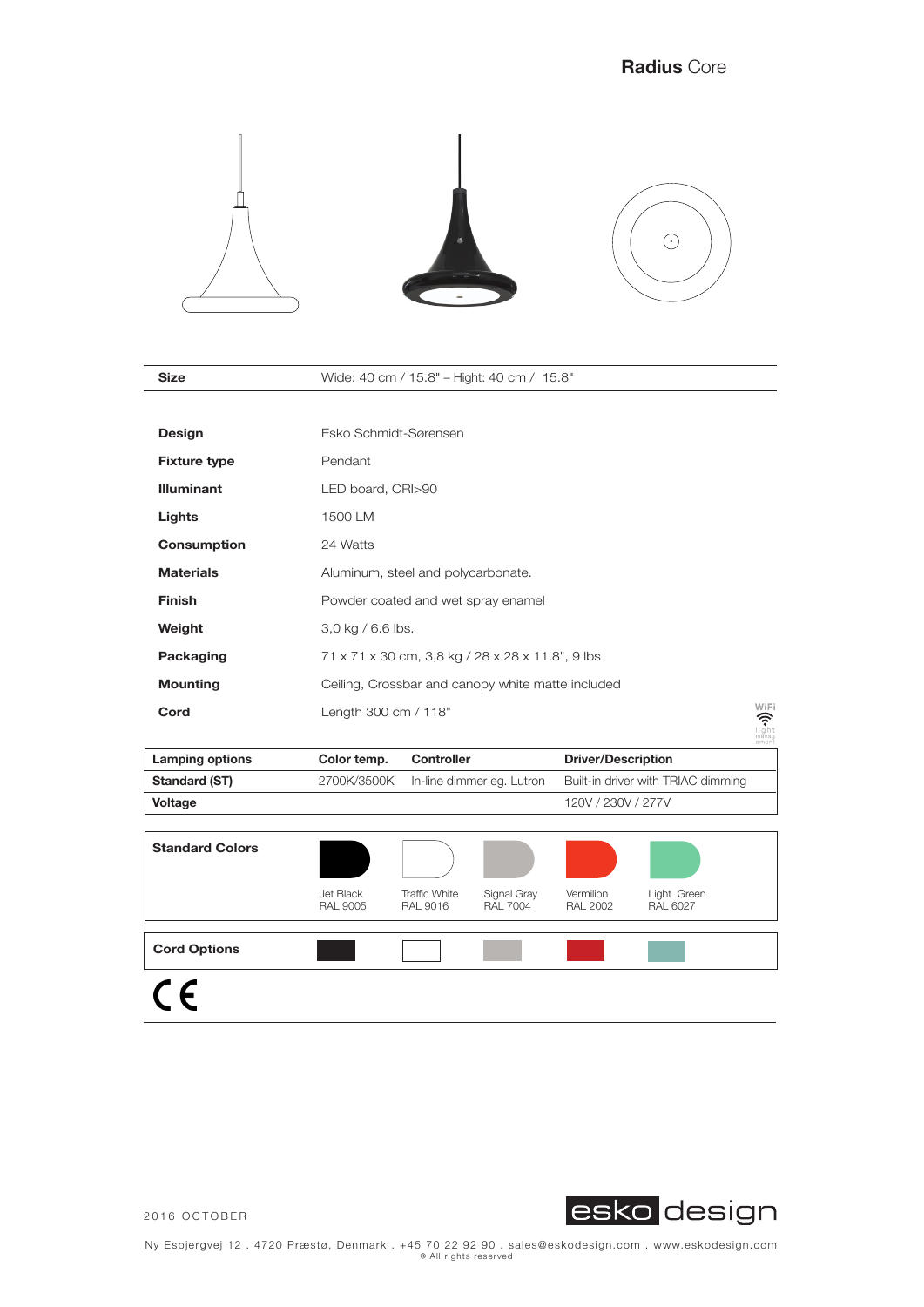# **Radius** Core

| | |
|---|---|
| **Size** | Wide: 40 cm / 15.8" – Hight: 40 cm / 15.8" |

| | |
|---|---|
| **Design** | Esko Schmidt-Sørensen |
| **Fixture type** | Pendant |
| **Illuminant** | LED board, CRI>90 |
| **Lights** | 1500 LM |
| **Consumption** | 24 Watts |
| **Materials** | Aluminum, steel and polycarbonate. |
| **Finish** | Powder coated and wet spray enamel |
| **Weight** | 3,0 kg / 6.6 lbs. |
| **Packaging** | 71 x 71 x 30 cm, 3,8 kg / 28 x 28 x 11.8", 9 lbs |
| **Mounting** | Ceiling, Crossbar and canopy white matte included |
| **Cord** | Length 300 cm / 118" |

WiFi light management

| **Lamping options** | **Color temp.** | **Controller** | **Driver/Description** |
|---|---|---|---|
| **Standard (ST)** | 2700K/3500K | In-line dimmer eg. Lutron | Built-in driver with TRIAC dimming |
| **Voltage** | | | 120V / 230V / 277V |

**Standard Colors**

| | | | | |
|---|---|---|---|---|
| Jet Black RAL 9005 | Traffic White RAL 9016 | Signal Gray RAL 7004 | Vermilion RAL 2002 | Light Green RAL 6027 |

**Cord Options**

CE

2016 OCTOBER

esko design

Ny Esbjergvej 12 . 4720 Præstø, Denmark . +45 70 22 92 90 . sales@eskodesign.com . www.eskodesign.com
® All rights reserved